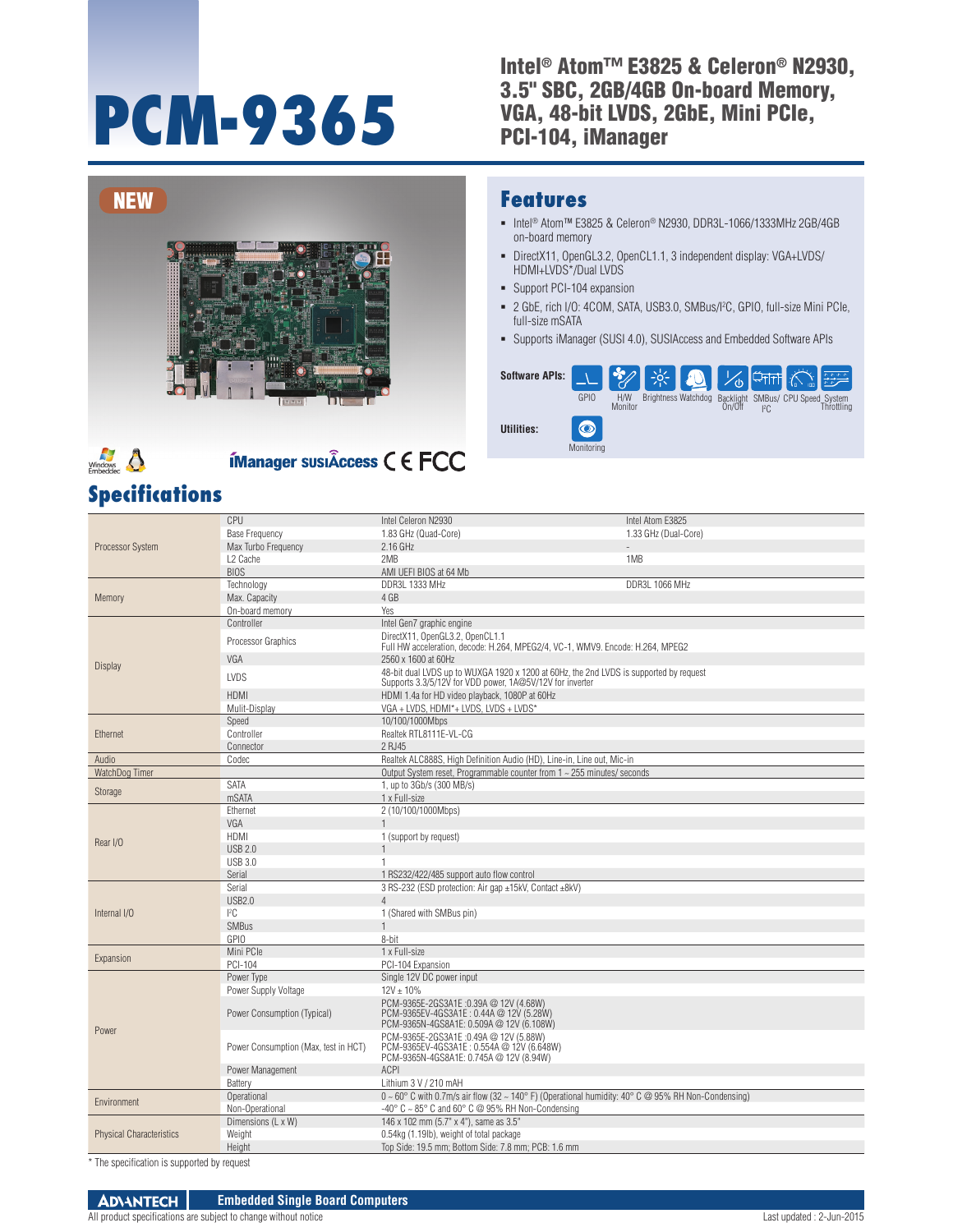// PCM-9365

# PCM-9365

## Intel® Atom™ E3825 & Celeron® N2930, 3.5" SBC, 2GB/4GB On-board Memory, VGA, 48-bit LVDS, 2GbE, Mini PCIe, PCI-104, iManager

NEW

iManager susiAccess CE FCC

## Features

- Intel® Atom™ E3825 & Celeron® N2930, DDR3L-1066/1333MHz 2GB/4GB on-board memory
- DirectX11, OpenGL3.2, OpenCL1.1, 3 independent display: VGA+LVDS/ HDMI+LVDS*/Dual LVDS
- Support PCI-104 expansion
- 2 GbE, rich I/O: 4COM, SATA, USB3.0, SMBus/I²C, GPIO, full-size Mini PCIe, full-size mSATA
- Supports iManager (SUSI 4.0), SUSIAccess and Embedded Software APIs

**Software APIs:** GPIO, H/W Monitor, Brightness, Watchdog, Backlight On/Off, SMBus/ I²C, CPU Speed, System Throttling

**Utilities:** Monitoring

## Specifications

| | | | |
|---|---|---|---|
| Processor System | CPU | Intel Celeron N2930 | Intel Atom E3825 |
| | Base Frequency | 1.83 GHz (Quad-Core) | 1.33 GHz (Dual-Core) |
| | Max Turbo Frequency | 2.16 GHz | - |
| | L2 Cache | 2MB | 1MB |
| | BIOS | AMI UEFI BIOS at 64 Mb | |
| Memory | Technology | DDR3L 1333 MHz | DDR3L 1066 MHz |
| | Max. Capacity | 4 GB | |
| | On-board memory | Yes | |
| Display | Controller | Intel Gen7 graphic engine | |
| | Processor Graphics | DirectX11, OpenGL3.2, OpenCL1.1<br>Full HW acceleration, decode: H.264, MPEG2/4, VC-1, WMV9. Encode: H.264, MPEG2 | |
| | VGA | 2560 x 1600 at 60Hz | |
| | LVDS | 48-bit dual LVDS up to WUXGA 1920 x 1200 at 60Hz, the 2nd LVDS is supported by request<br>Supports 3.3/5/12V for VDD power, 1A@5V/12V for inverter | |
| | HDMI | HDMI 1.4a for HD video playback, 1080P at 60Hz | |
| | Mulit-Display | VGA + LVDS, HDMI*+ LVDS, LVDS + LVDS* | |
| Ethernet | Speed | 10/100/1000Mbps | |
| | Controller | Realtek RTL8111E-VL-CG | |
| | Connector | 2 RJ45 | |
| Audio | Codec | Realtek ALC888S, High Definition Audio (HD), Line-in, Line out, Mic-in | |
| WatchDog Timer | | Output System reset, Programmable counter from 1 ~ 255 minutes/ seconds | |
| Storage | SATA | 1, up to 3Gb/s (300 MB/s) | |
| | mSATA | 1 x Full-size | |
| Rear I/O | Ethernet | 2 (10/100/1000Mbps) | |
| | VGA | 1 | |
| | HDMI | 1 (support by request) | |
| | USB 2.0 | 1 | |
| | USB 3.0 | 1 | |
| | Serial | 1 RS232/422/485 support auto flow control | |
| Internal I/O | Serial | 3 RS-232 (ESD protection: Air gap ±15kV, Contact ±8kV) | |
| | USB2.0 | 4 | |
| | I²C | 1 (Shared with SMBus pin) | |
| | SMBus | 1 | |
| | GPIO | 8-bit | |
| Expansion | Mini PCIe | 1 x Full-size | |
| | PCI-104 | PCI-104 Expansion | |
| Power | Power Type | Single 12V DC power input | |
| | Power Supply Voltage | 12V ± 10% | |
| | Power Consumption (Typical) | PCM-9365E-2GS3A1E :0.39A @ 12V (4.68W)<br>PCM-9365EV-4GS3A1E : 0.44A @ 12V (5.28W)<br>PCM-9365N-4GS8A1E: 0.509A @ 12V (6.108W) | |
| | Power Consumption (Max, test in HCT) | PCM-9365E-2GS3A1E :0.49A @ 12V (5.88W)<br>PCM-9365EV-4GS3A1E : 0.554A @ 12V (6.648W)<br>PCM-9365N-4GS8A1E: 0.745A @ 12V (8.94W) | |
| | Power Management | ACPI | |
| | Battery | Lithium 3 V / 210 mAH | |
| Environment | Operational | 0 ~ 60° C with 0.7m/s air flow (32 ~ 140° F) (Operational humidity: 40° C @ 95% RH Non-Condensing) | |
| | Non-Operational | -40° C ~ 85° C and 60° C @ 95% RH Non-Condensing | |
| Physical Characteristics | Dimensions (L x W) | 146 x 102 mm (5.7" x 4"), same as 3.5" | |
| | Weight | 0.54kg (1.19lb), weight of total package | |
| | Height | Top Side: 19.5 mm; Bottom Side: 7.8 mm; PCB: 1.6 mm | |

* The specification is supported by request

ADVANTECH Embedded Single Board Computers

All product specifications are subject to change without notice

Last updated : 2-Jun-2015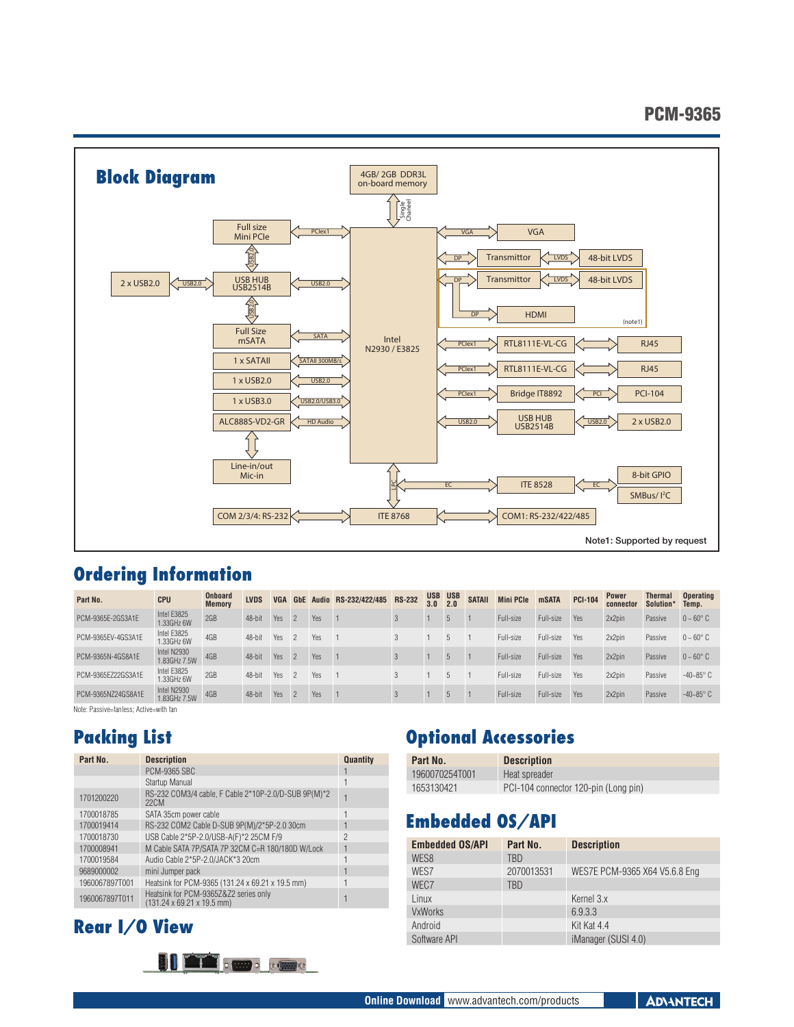# PCM-9365

## Block Diagram

4GB/ 2GB DDR3L on-board memory

Single Channel

Full size Mini PCIe

PCIex1

2 x USB2.0

USB2.0

USB HUB USB2514B

USB2.0

USB2.0

USB2.0

Full Size mSATA

SATA

1 x SATAII

SATAII 300MB/s

1 x USB2.0

USB2.0

1 x USB3.0

USB2.0/USB3.0

ALC888S-VD2-GR

HD Audio

Line-in/out Mic-in

Intel N2930 / E3825

VGA

VGA

DP

Transmittor

LVDS

48-bit LVDS

DP

Transmittor

LVDS

48-bit LVDS

DP

HDMI

(note1)

PCIex1

RTL8111E-VL-CG

RJ45

PCIex1

RTL8111E-VL-CG

RJ45

PCIex1

Bridge IT8892

PCI

PCI-104

USB2.0

USB HUB USB2514B

USB2.0

2 x USB2.0

LPC

EC

ITE 8528

EC

8-bit GPIO

SMBus/ I²C

COM 2/3/4: RS-232

ITE 8768

COM1: RS-232/422/485

Note1: Supported by request

## Ordering Information

| Part No. | CPU | Onboard Memory | LVDS | VGA | GbE | Audio | RS-232/422/485 | RS-232 | USB 3.0 | USB 2.0 | SATAII | Mini PCIe | mSATA | PCI-104 | Power connector | Thermal Solution* | Operating Temp. |
|---|---|---|---|---|---|---|---|---|---|---|---|---|---|---|---|---|---|
| PCM-9365E-2GS3A1E | Intel E3825 1.33GHz 6W | 2GB | 48-bit | Yes | 2 | Yes | 1 | 3 | 1 | 5 | 1 | Full-size | Full-size | Yes | 2x2pin | Passive | 0 ~ 60° C |
| PCM-9365EV-4GS3A1E | Intel E3825 1.33GHz 6W | 4GB | 48-bit | Yes | 2 | Yes | 1 | 3 | 1 | 5 | 1 | Full-size | Full-size | Yes | 2x2pin | Passive | 0 ~ 60° C |
| PCM-9365N-4GS8A1E | Intel N2930 1.83GHz 7.5W | 4GB | 48-bit | Yes | 2 | Yes | 1 | 3 | 1 | 5 | 1 | Full-size | Full-size | Yes | 2x2pin | Passive | 0 ~ 60° C |
| PCM-9365EZ22GS3A1E | Intel E3825 1.33GHz 6W | 2GB | 48-bit | Yes | 2 | Yes | 1 | 3 | 1 | 5 | 1 | Full-size | Full-size | Yes | 2x2pin | Passive | -40~85° C |
| PCM-9365NZ24GS8A1E | Intel N2930 1.83GHz 7.5W | 4GB | 48-bit | Yes | 2 | Yes | 1 | 3 | 1 | 5 | 1 | Full-size | Full-size | Yes | 2x2pin | Passive | -40~85° C |

Note: Passive=fanless; Active=with fan

## Packing List

| Part No. | Description | Quantity |
|---|---|---|
| | PCM-9365 SBC | 1 |
| | Startup Manual | 1 |
| 1701200220 | RS-232 COM3/4 cable, F Cable 2*10P-2.0/D-SUB 9P(M)*2 22CM | 1 |
| 1700018785 | SATA 35cm power cable | 1 |
| 1700019414 | RS-232 COM2 Cable D-SUB 9P(M)/2*5P-2.0 30cm | 1 |
| 1700018730 | USB Cable 2*5P-2.0/USB-A(F)*2 25CM F/9 | 2 |
| 1700008941 | M Cable SATA 7P/SATA 7P 32CM C=R 180/180D W/Lock | 1 |
| 1700019584 | Audio Cable 2*5P-2.0/JACK*3 20cm | 1 |
| 9689000002 | mini Jumper pack | 1 |
| 1960067897T001 | Heatsink for PCM-9365 (131.24 x 69.21 x 19.5 mm) | 1 |
| 1960067897T011 | Heatsink for PCM-9365Z&Z2 series only (131.24 x 69.21 x 19.5 mm) | 1 |

## Rear I/O View

## Optional Accessories

| Part No. | Description |
|---|---|
| 1960070254T001 | Heat spreader |
| 1653130421 | PCI-104 connector 120-pin (Long pin) |

## Embedded OS/API

| Embedded OS/API | Part No. | Description |
|---|---|---|
| WES8 | TBD | |
| WES7 | 2070013531 | WES7E PCM-9365 X64 V5.6.8 Eng |
| WEC7 | TBD | |
| Linux | | Kernel 3.x |
| VxWorks | | 6.9.3.3 |
| Android | | Kit Kat 4.4 |
| Software API | | iManager (SUSI 4.0) |

**Online Download** www.advantech.com/products